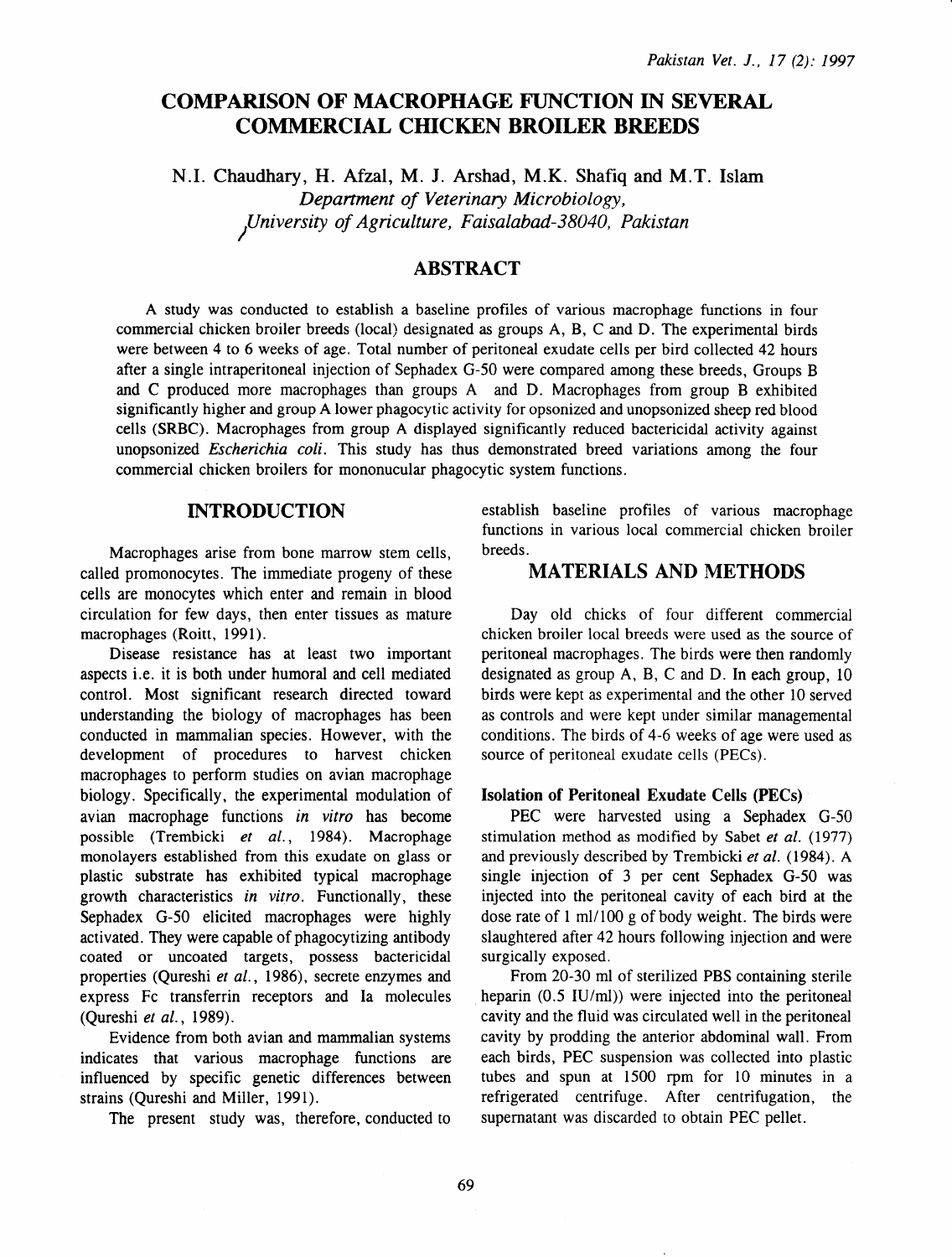# COMPARISON OF MACROPHAGE FUNCTION IN SEVERAL COMMERCIAL CHICKEN BROILER BREEDS

N.I. Chaudhary, H. Afzal, M. J. Arshad, M.K. Shafiq and M.T. Islam

*Department of Veterinary Microbiology, University of Agriculture, Faisalabad-38040, Pakistan*

## ABSTRACT

A study was conducted to establish a baseline profiles of various macrophage functions in four commercial chicken broiler breeds (local) designated as groups A, B, C and D. The experimental birds were between 4 to 6 weeks of age. Total number of peritoneal exudate cells per bird collected 42 hours after a single intraperitoneal injection of Sephadex G-50 were compared among these breeds, Groups B and C produced more macrophages than groups A and D. Macrophages from group B exhibited significantly higher and group A lower phagocytic activity for opsonized and unopsonized sheep red blood cells (SRBC). Macrophages from group A displayed significantly reduced bactericidal activity against unopsonized *Escherichia coli*. This study has thus demonstrated breed variations among the four commercial chicken broilers for mononucular phagocytic system functions.

## INTRODUCTION

Macrophages arise from bone marrow stem cells, called promonocytes. The immediate progeny of these cells are monocytes which enter and remain in blood circulation for few days, then enter tissues as mature macrophages (Roitt, 1991).

Disease resistance has at least two important aspects i.e. it is both under humoral and cell mediated control. Most significant research directed toward understanding the biology of macrophages has been conducted in mammalian species. However, with the development of procedures to harvest chicken macrophages to perform studies on avian macrophage biology. Specifically, the experimental modulation of avian macrophage functions *in vitro* has become possible (Trembicki *et al.*, 1984). Macrophage monolayers established from this exudate on glass or plastic substrate has exhibited typical macrophage growth characteristics *in vitro*. Functionally, these Sephadex G-50 elicited macrophages were highly activated. They were capable of phagocytizing antibody coated or uncoated targets, possess bactericidal properties (Qureshi *et al.*, 1986), secrete enzymes and express Fc transferrin receptors and Ia molecules (Qureshi *et al.*, 1989).

Evidence from both avian and mammalian systems indicates that various macrophage functions are influenced by specific genetic differences between strains (Qureshi and Miller, 1991).

The present study was, therefore, conducted to establish baseline profiles of various macrophage functions in various local commercial chicken broiler breeds.

## MATERIALS AND METHODS

Day old chicks of four different commercial chicken broiler local breeds were used as the source of peritoneal macrophages. The birds were then randomly designated as group A, B, C and D. In each group, 10 birds were kept as experimental and the other 10 served as controls and were kept under similar managemental conditions. The birds of 4-6 weeks of age were used as source of peritoneal exudate cells (PECs).

### Isolation of Peritoneal Exudate Cells (PECs)

PEC were harvested using a Sephadex G-50 stimulation method as modified by Sabet *et al.* (1977) and previously described by Trembicki *et al.* (1984). A single injection of 3 per cent Sephadex G-50 was injected into the peritoneal cavity of each bird at the dose rate of 1 ml/100 g of body weight. The birds were slaughtered after 42 hours following injection and were surgically exposed.

From 20-30 ml of sterilized PBS containing sterile heparin (0.5 IU/ml)) were injected into the peritoneal cavity and the fluid was circulated well in the peritoneal cavity by prodding the anterior abdominal wall. From each birds, PEC suspension was collected into plastic tubes and spun at 1500 rpm for 10 minutes in a refrigerated centrifuge. After centrifugation, the supernatant was discarded to obtain PEC pellet.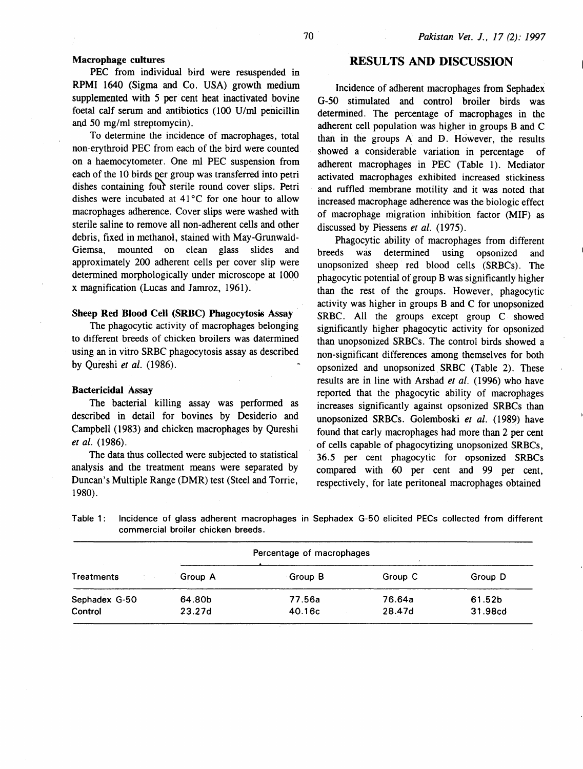### Macrophage cultures

PEC from individual bird were resuspended in RPMI 1640 (Sigma and Co. USA) growth medium supplemented with 5 per cent heat inactivated bovine foetal calf serum and antibiotics (100 U/ml penicillin and 50 mg/ml streptomycin).

To determine the incidence of macrophages, total non-erythroid PEC from each of the bird were counted on a haemocytometer. One ml PEC suspension from each of the 10 birds per group was transferred into petri dishes containing four sterile round cover slips. Petri dishes were incubated at 41°C for one hour to allow macrophages adherence. Cover slips were washed with sterile saline to remove all non-adherent cells and other debris, fixed in methanol, stained with May-Grunwald-Giemsa, mounted on clean glass slides and approximately 200 adherent cells per cover slip were determined morphologically under microscope at 1000 x magnification (Lucas and Jamroz, 1961).

### Sheep Red Blood Cell (SRBC) Phagocytosis Assay

The phagocytic activity of macrophages belonging to different breeds of chicken broilers was datermined using an in vitro SRBC phagocytosis assay as described by Qureshi *et al.* (1986).

### Bactericidal Assay

The bacterial killing assay was performed as described in detail for bovines by Desiderio and Campbell (1983) and chicken macrophages by Qureshi *et al.* (1986).

The data thus collected were subjected to statistical analysis and the treatment means were separated by Duncan's Multiple Range (DMR) test (Steel and Torrie, 1980).

## RESULTS AND DISCUSSION

Incidence of adherent macrophages from Sephadex G-50 stimulated and control broiler birds was determined. The percentage of macrophages in the adherent cell population was higher in groups B and C than in the groups A and D. However, the results showed a considerable variation in percentage of adherent macrophages in PEC (Table 1). Mediator activated macrophages exhibited increased stickiness and ruffled membrane motility and it was noted that increased macrophage adherence was the biologic effect of macrophage migration inhibition factor (MIF) as discussed by Piessens *et al.* (1975).

Phagocytic ability of macrophages from different breeds was determined using opsonized and unopsonized sheep red blood cells (SRBCs). The phagocytic potential of group B was significantly higher than the rest of the groups. However, phagocytic activity was higher in groups B and C for unopsonized SRBC. All the groups except group C showed significantly higher phagocytic activity for opsonized than unopsonized SRBCs. The control birds showed a non-significant differences among themselves for both opsonized and unopsonized SRBC (Table 2). These results are in line with Arshad *et al.* (1996) who have reported that the phagocytic ability of macrophages increases significantly against opsonized SRBCs than unopsonized SRBCs. Golemboski *et al.* (1989) have found that early macrophages had more than 2 per cent of cells capable of phagocytizing unopsonized SRBCs, 36.5 per cent phagocytic for opsonized SRBCs compared with 60 per cent and 99 per cent, respectively, for late peritoneal macrophages obtained

Table 1: Incidence of glass adherent macrophages in Sephadex G-50 elicited PECs collected from different commercial broiler chicken breeds.

| Treatments | Percentage of macrophages | | | |
|---|---|---|---|---|
| | Group A | Group B | Group C | Group D |
| Sephadex G-50 | 64.80b | 77.56a | 76.64a | 61.52b |
| Control | 23.27d | 40.16c | 28.47d | 31.98cd |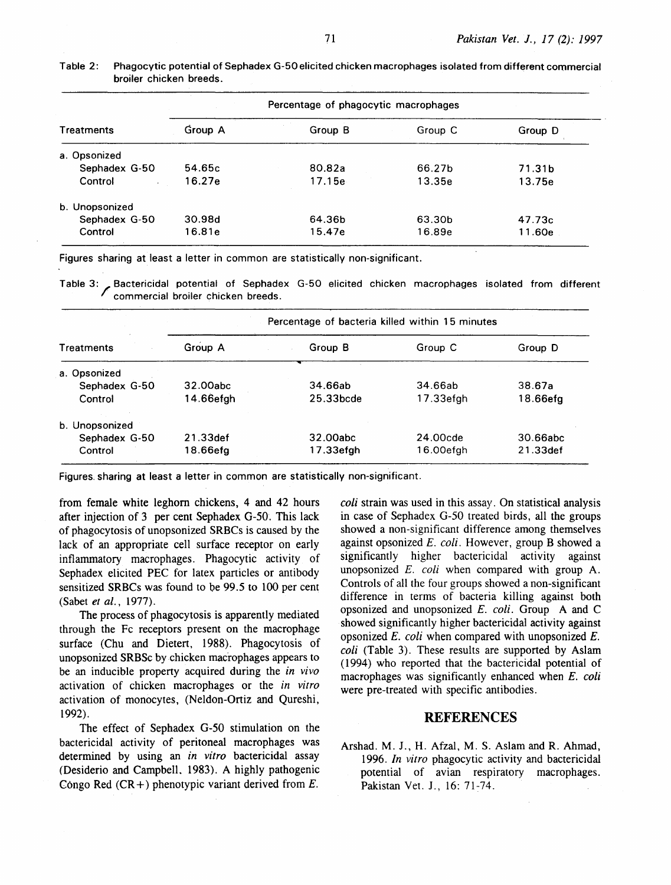Table 2: Phagocytic potential of Sephadex G-50 elicited chicken macrophages isolated from different commercial broiler chicken breeds.

| Treatments | Percentage of phagocytic macrophages | | | |
|---|---|---|---|---|
| | Group A | Group B | Group C | Group D |
| a. Opsonized | | | | |
| Sephadex G-50 | 54.65c | 80.82a | 66.27b | 71.31b |
| Control | 16.27e | 17.15e | 13.35e | 13.75e |
| b. Unopsonized | | | | |
| Sephadex G-50 | 30.98d | 64.36b | 63.30b | 47.73c |
| Control | 16.81e | 15.47e | 16.89e | 11.60e |

Figures sharing at least a letter in common are statistically non-significant.

Table 3: Bactericidal potential of Sephadex G-50 elicited chicken macrophages isolated from different commercial broiler chicken breeds.

| Treatments | Percentage of bacteria killed within 15 minutes | | | |
|---|---|---|---|---|
| | Group A | Group B | Group C | Group D |
| a. Opsonized | | | | |
| Sephadex G-50 | 32.00abc | 34.66ab | 34.66ab | 38.67a |
| Control | 14.66efgh | 25.33bcde | 17.33efgh | 18.66efg |
| b. Unopsonized | | | | |
| Sephadex G-50 | 21.33def | 32.00abc | 24.00cde | 30.66abc |
| Control | 18.66efg | 17.33efgh | 16.00efgh | 21.33def |

Figures sharing at least a letter in common are statistically non-significant.

from female white leghorn chickens, 4 and 42 hours after injection of 3 per cent Sephadex G-50. This lack of phagocytosis of unopsonized SRBCs is caused by the lack of an appropriate cell surface receptor on early inflammatory macrophages. Phagocytic activity of Sephadex elicited PEC for latex particles or antibody sensitized SRBCs was found to be 99.5 to 100 per cent (Sabet *et al.*, 1977).

The process of phagocytosis is apparently mediated through the Fc receptors present on the macrophage surface (Chu and Dietert, 1988). Phagocytosis of unopsonized SRBSc by chicken macrophages appears to be an inducible property acquired during the *in vivo* activation of chicken macrophages or the *in vitro* activation of monocytes, (Neldon-Ortiz and Qureshi, 1992).

The effect of Sephadex G-50 stimulation on the bactericidal activity of peritoneal macrophages was determined by using an *in vitro* bactericidal assay (Desiderio and Campbell, 1983). A highly pathogenic Congo Red (CR+) phenotypic variant derived from *E. coli* strain was used in this assay. On statistical analysis in case of Sephadex G-50 treated birds, all the groups showed a non-significant difference among themselves against opsonized *E. coli*. However, group B showed a significantly higher bactericidal activity against unopsonized *E. coli* when compared with group A. Controls of all the four groups showed a non-significant difference in terms of bacteria killing against both opsonized and unopsonized *E. coli*. Group A and C showed significantly higher bactericidal activity against opsonized *E. coli* when compared with unopsonized *E. coli* (Table 3). These results are supported by Aslam (1994) who reported that the bactericidal potential of macrophages was significantly enhanced when *E. coli* were pre-treated with specific antibodies.

## REFERENCES

Arshad. M. J., H. Afzal, M. S. Aslam and R. Ahmad, 1996. *In vitro* phagocytic activity and bactericidal potential of avian respiratory macrophages. Pakistan Vet. J., 16: 71-74.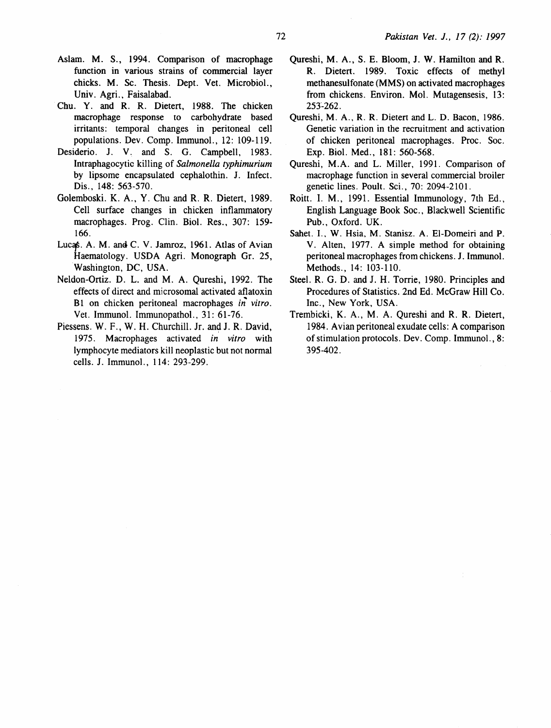Aslam. M. S., 1994. Comparison of macrophage function in various strains of commercial layer chicks. M. Sc. Thesis. Dept. Vet. Microbiol., Univ. Agri., Faisalabad.

Chu. Y. and R. R. Dietert, 1988. The chicken macrophage response to carbohydrate based irritants: temporal changes in peritoneal cell populations. Dev. Comp. Immunol., 12: 109-119.

Desiderio. J. V. and S. G. Campbell, 1983. Intraphagocytic killing of *Salmonella typhimurium* by lipsome encapsulated cephalothin. J. Infect. Dis., 148: 563-570.

Golemboski. K. A., Y. Chu and R. R. Dietert, 1989. Cell surface changes in chicken inflammatory macrophages. Prog. Clin. Biol. Res., 307: 159-166.

Lucas. A. M. and C. V. Jamroz, 1961. Atlas of Avian Haematology. USDA Agri. Monograph Gr. 25, Washington, DC, USA.

Neldon-Ortiz. D. L. and M. A. Qureshi, 1992. The effects of direct and microsomal activated aflatoxin B1 on chicken peritoneal macrophages *in vitro*. Vet. Immunol. Immunopathol., 31: 61-76.

Piessens. W. F., W. H. Churchill. Jr. and J. R. David, 1975. Macrophages activated *in vitro* with lymphocyte mediators kill neoplastic but not normal cells. J. Immunol., 114: 293-299.

Qureshi, M. A., S. E. Bloom, J. W. Hamilton and R. R. Dietert. 1989. Toxic effects of methyl methanesulfonate (MMS) on activated macrophages from chickens. Environ. Mol. Mutagensesis, 13: 253-262.

Qureshi, M. A., R. R. Dietert and L. D. Bacon, 1986. Genetic variation in the recruitment and activation of chicken peritoneal macrophages. Proc. Soc. Exp. Biol. Med., 181: 560-568.

Qureshi, M.A. and L. Miller, 1991. Comparison of macrophage function in several commercial broiler genetic lines. Poult. Sci., 70: 2094-2101.

Roitt. I. M., 1991. Essential Immunology, 7th Ed., English Language Book Soc., Blackwell Scientific Pub., Oxford. UK.

Sahet. I., W. Hsia, M. Stanisz. A. El-Domeiri and P. V. Alten, 1977. A simple method for obtaining peritoneal macrophages from chickens. J. Immunol. Methods., 14: 103-110.

Steel. R. G. D. and J. H. Torrie, 1980. Principles and Procedures of Statistics. 2nd Ed. McGraw Hill Co. Inc., New York, USA.

Trembicki, K. A., M. A. Qureshi and R. R. Dietert, 1984. Avian peritoneal exudate cells: A comparison of stimulation protocols. Dev. Comp. Immunol., 8: 395-402.